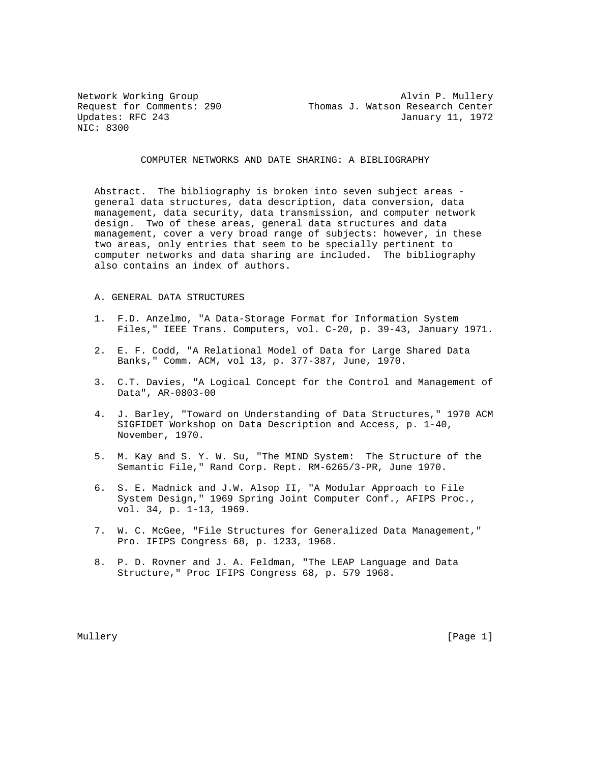Network Working Group
Request for Comments: 290
Updates: RFC 243
NIC: 8300

Alvin P. Mullery
Thomas J. Watson Research Center
January 11, 1972

# COMPUTER NETWORKS AND DATE SHARING: A BIBLIOGRAPHY

Abstract. The bibliography is broken into seven subject areas - general data structures, data description, data conversion, data management, data security, data transmission, and computer network design. Two of these areas, general data structures and data management, cover a very broad range of subjects: however, in these two areas, only entries that seem to be specially pertinent to computer networks and data sharing are included. The bibliography also contains an index of authors.

## A. GENERAL DATA STRUCTURES

1. F.D. Anzelmo, "A Data-Storage Format for Information System Files," IEEE Trans. Computers, vol. C-20, p. 39-43, January 1971.

2. E. F. Codd, "A Relational Model of Data for Large Shared Data Banks," Comm. ACM, vol 13, p. 377-387, June, 1970.

3. C.T. Davies, "A Logical Concept for the Control and Management of Data", AR-0803-00

4. J. Barley, "Toward on Understanding of Data Structures," 1970 ACM SIGFIDET Workshop on Data Description and Access, p. 1-40, November, 1970.

5. M. Kay and S. Y. W. Su, "The MIND System: The Structure of the Semantic File," Rand Corp. Rept. RM-6265/3-PR, June 1970.

6. S. E. Madnick and J.W. Alsop II, "A Modular Approach to File System Design," 1969 Spring Joint Computer Conf., AFIPS Proc., vol. 34, p. 1-13, 1969.

7. W. C. McGee, "File Structures for Generalized Data Management," Pro. IFIPS Congress 68, p. 1233, 1968.

8. P. D. Rovner and J. A. Feldman, "The LEAP Language and Data Structure," Proc IFIPS Congress 68, p. 579 1968.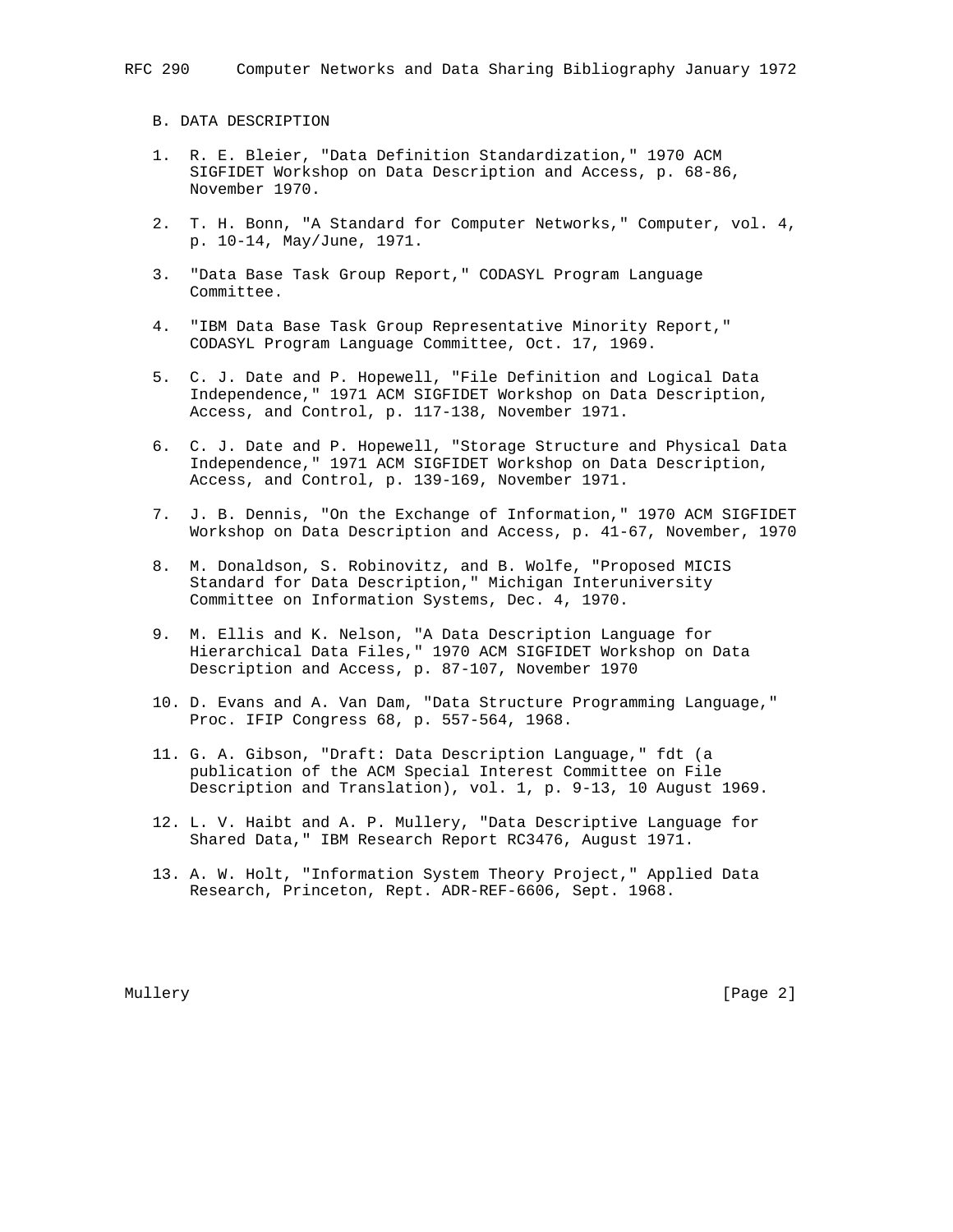## B. DATA DESCRIPTION

1. R. E. Bleier, "Data Definition Standardization," 1970 ACM SIGFIDET Workshop on Data Description and Access, p. 68-86, November 1970.

2. T. H. Bonn, "A Standard for Computer Networks," Computer, vol. 4, p. 10-14, May/June, 1971.

3. "Data Base Task Group Report," CODASYL Program Language Committee.

4. "IBM Data Base Task Group Representative Minority Report," CODASYL Program Language Committee, Oct. 17, 1969.

5. C. J. Date and P. Hopewell, "File Definition and Logical Data Independence," 1971 ACM SIGFIDET Workshop on Data Description, Access, and Control, p. 117-138, November 1971.

6. C. J. Date and P. Hopewell, "Storage Structure and Physical Data Independence," 1971 ACM SIGFIDET Workshop on Data Description, Access, and Control, p. 139-169, November 1971.

7. J. B. Dennis, "On the Exchange of Information," 1970 ACM SIGFIDET Workshop on Data Description and Access, p. 41-67, November, 1970

8. M. Donaldson, S. Robinovitz, and B. Wolfe, "Proposed MICIS Standard for Data Description," Michigan Interuniversity Committee on Information Systems, Dec. 4, 1970.

9. M. Ellis and K. Nelson, "A Data Description Language for Hierarchical Data Files," 1970 ACM SIGFIDET Workshop on Data Description and Access, p. 87-107, November 1970

10. D. Evans and A. Van Dam, "Data Structure Programming Language," Proc. IFIP Congress 68, p. 557-564, 1968.

11. G. A. Gibson, "Draft: Data Description Language," fdt (a publication of the ACM Special Interest Committee on File Description and Translation), vol. 1, p. 9-13, 10 August 1969.

12. L. V. Haibt and A. P. Mullery, "Data Descriptive Language for Shared Data," IBM Research Report RC3476, August 1971.

13. A. W. Holt, "Information System Theory Project," Applied Data Research, Princeton, Rept. ADR-REF-6606, Sept. 1968.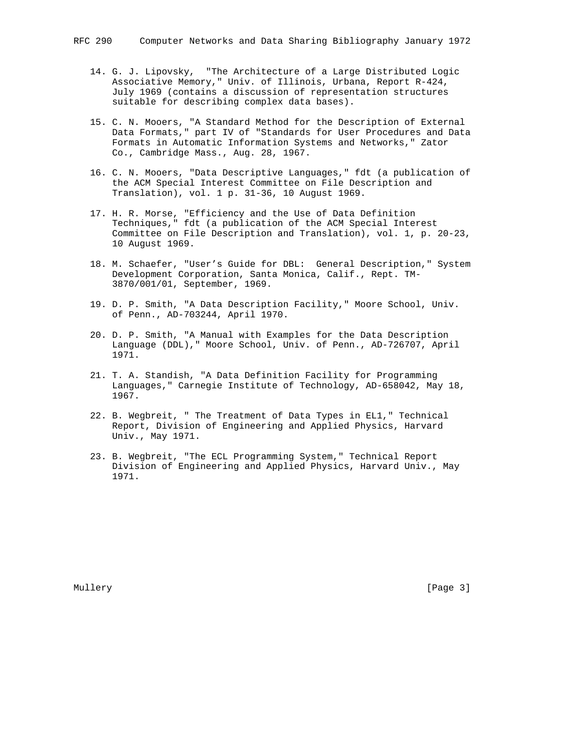14. G. J. Lipovsky, "The Architecture of a Large Distributed Logic Associative Memory," Univ. of Illinois, Urbana, Report R-424, July 1969 (contains a discussion of representation structures suitable for describing complex data bases).

15. C. N. Mooers, "A Standard Method for the Description of External Data Formats," part IV of "Standards for User Procedures and Data Formats in Automatic Information Systems and Networks," Zator Co., Cambridge Mass., Aug. 28, 1967.

16. C. N. Mooers, "Data Descriptive Languages," fdt (a publication of the ACM Special Interest Committee on File Description and Translation), vol. 1 p. 31-36, 10 August 1969.

17. H. R. Morse, "Efficiency and the Use of Data Definition Techniques," fdt (a publication of the ACM Special Interest Committee on File Description and Translation), vol. 1, p. 20-23, 10 August 1969.

18. M. Schaefer, "User's Guide for DBL: General Description," System Development Corporation, Santa Monica, Calif., Rept. TM-3870/001/01, September, 1969.

19. D. P. Smith, "A Data Description Facility," Moore School, Univ. of Penn., AD-703244, April 1970.

20. D. P. Smith, "A Manual with Examples for the Data Description Language (DDL)," Moore School, Univ. of Penn., AD-726707, April 1971.

21. T. A. Standish, "A Data Definition Facility for Programming Languages," Carnegie Institute of Technology, AD-658042, May 18, 1967.

22. B. Wegbreit, " The Treatment of Data Types in EL1," Technical Report, Division of Engineering and Applied Physics, Harvard Univ., May 1971.

23. B. Wegbreit, "The ECL Programming System," Technical Report Division of Engineering and Applied Physics, Harvard Univ., May 1971.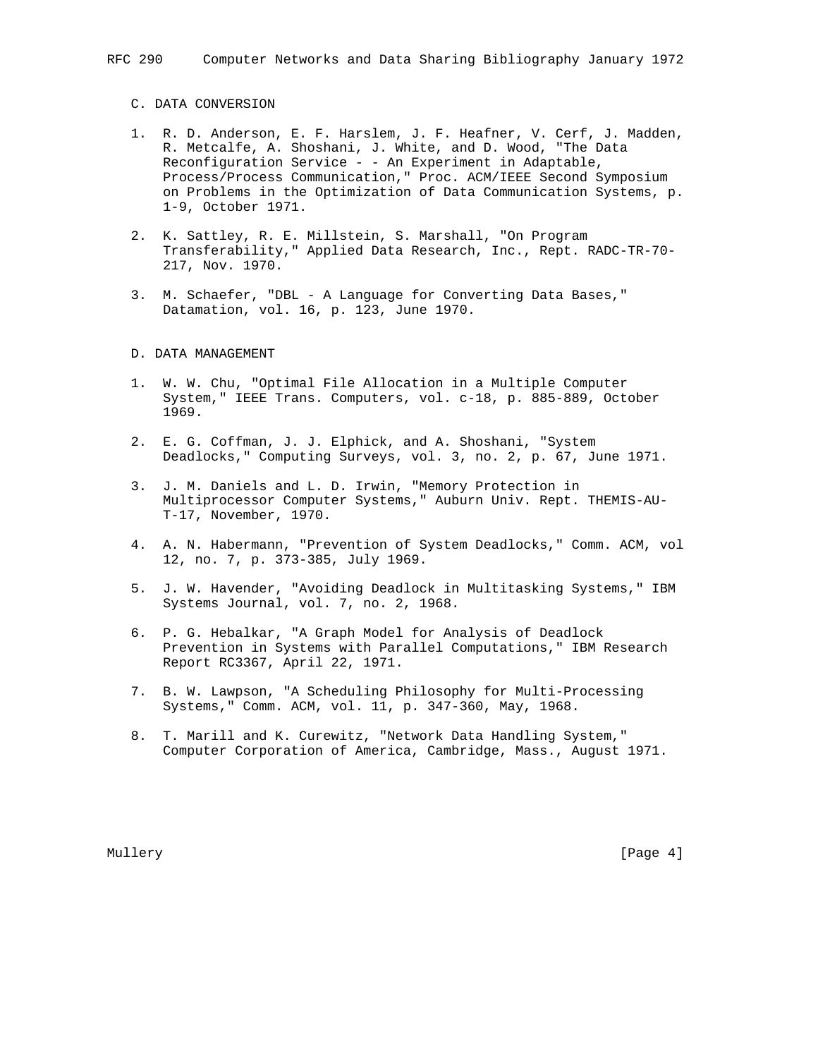### C. DATA CONVERSION

1. R. D. Anderson, E. F. Harslem, J. F. Heafner, V. Cerf, J. Madden, R. Metcalfe, A. Shoshani, J. White, and D. Wood, "The Data Reconfiguration Service - - An Experiment in Adaptable, Process/Process Communication," Proc. ACM/IEEE Second Symposium on Problems in the Optimization of Data Communication Systems, p. 1-9, October 1971.

2. K. Sattley, R. E. Millstein, S. Marshall, "On Program Transferability," Applied Data Research, Inc., Rept. RADC-TR-70-217, Nov. 1970.

3. M. Schaefer, "DBL - A Language for Converting Data Bases," Datamation, vol. 16, p. 123, June 1970.

### D. DATA MANAGEMENT

1. W. W. Chu, "Optimal File Allocation in a Multiple Computer System," IEEE Trans. Computers, vol. c-18, p. 885-889, October 1969.

2. E. G. Coffman, J. J. Elphick, and A. Shoshani, "System Deadlocks," Computing Surveys, vol. 3, no. 2, p. 67, June 1971.

3. J. M. Daniels and L. D. Irwin, "Memory Protection in Multiprocessor Computer Systems," Auburn Univ. Rept. THEMIS-AU-T-17, November, 1970.

4. A. N. Habermann, "Prevention of System Deadlocks," Comm. ACM, vol 12, no. 7, p. 373-385, July 1969.

5. J. W. Havender, "Avoiding Deadlock in Multitasking Systems," IBM Systems Journal, vol. 7, no. 2, 1968.

6. P. G. Hebalkar, "A Graph Model for Analysis of Deadlock Prevention in Systems with Parallel Computations," IBM Research Report RC3367, April 22, 1971.

7. B. W. Lawpson, "A Scheduling Philosophy for Multi-Processing Systems," Comm. ACM, vol. 11, p. 347-360, May, 1968.

8. T. Marill and K. Curewitz, "Network Data Handling System," Computer Corporation of America, Cambridge, Mass., August 1971.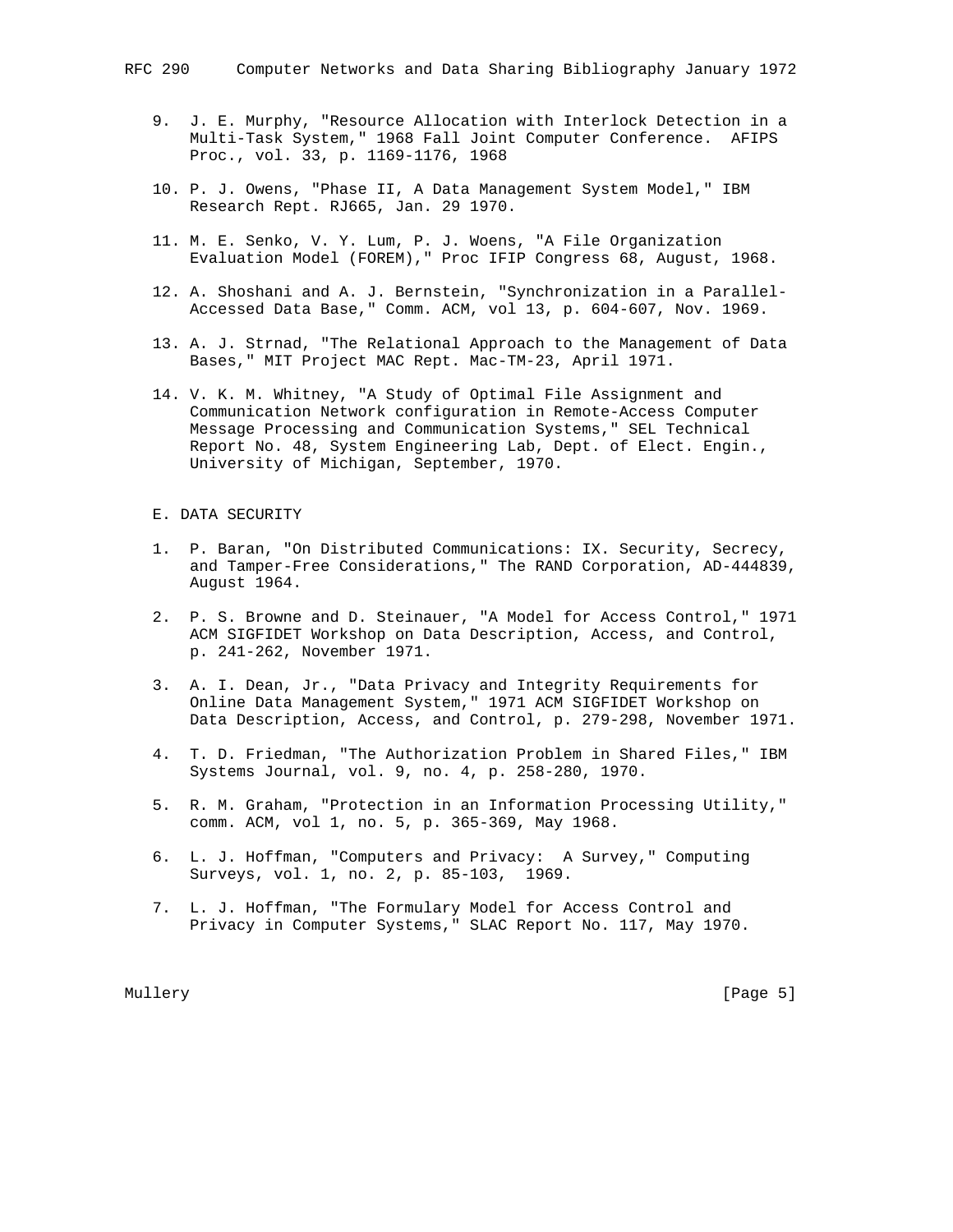9. J. E. Murphy, "Resource Allocation with Interlock Detection in a Multi-Task System," 1968 Fall Joint Computer Conference. AFIPS Proc., vol. 33, p. 1169-1176, 1968

10. P. J. Owens, "Phase II, A Data Management System Model," IBM Research Rept. RJ665, Jan. 29 1970.

11. M. E. Senko, V. Y. Lum, P. J. Woens, "A File Organization Evaluation Model (FOREM)," Proc IFIP Congress 68, August, 1968.

12. A. Shoshani and A. J. Bernstein, "Synchronization in a Parallel-Accessed Data Base," Comm. ACM, vol 13, p. 604-607, Nov. 1969.

13. A. J. Strnad, "The Relational Approach to the Management of Data Bases," MIT Project MAC Rept. Mac-TM-23, April 1971.

14. V. K. M. Whitney, "A Study of Optimal File Assignment and Communication Network configuration in Remote-Access Computer Message Processing and Communication Systems," SEL Technical Report No. 48, System Engineering Lab, Dept. of Elect. Engin., University of Michigan, September, 1970.

E. DATA SECURITY

1. P. Baran, "On Distributed Communications: IX. Security, Secrecy, and Tamper-Free Considerations," The RAND Corporation, AD-444839, August 1964.

2. P. S. Browne and D. Steinauer, "A Model for Access Control," 1971 ACM SIGFIDET Workshop on Data Description, Access, and Control, p. 241-262, November 1971.

3. A. I. Dean, Jr., "Data Privacy and Integrity Requirements for Online Data Management System," 1971 ACM SIGFIDET Workshop on Data Description, Access, and Control, p. 279-298, November 1971.

4. T. D. Friedman, "The Authorization Problem in Shared Files," IBM Systems Journal, vol. 9, no. 4, p. 258-280, 1970.

5. R. M. Graham, "Protection in an Information Processing Utility," comm. ACM, vol 1, no. 5, p. 365-369, May 1968.

6. L. J. Hoffman, "Computers and Privacy: A Survey," Computing Surveys, vol. 1, no. 2, p. 85-103, 1969.

7. L. J. Hoffman, "The Formulary Model for Access Control and Privacy in Computer Systems," SLAC Report No. 117, May 1970.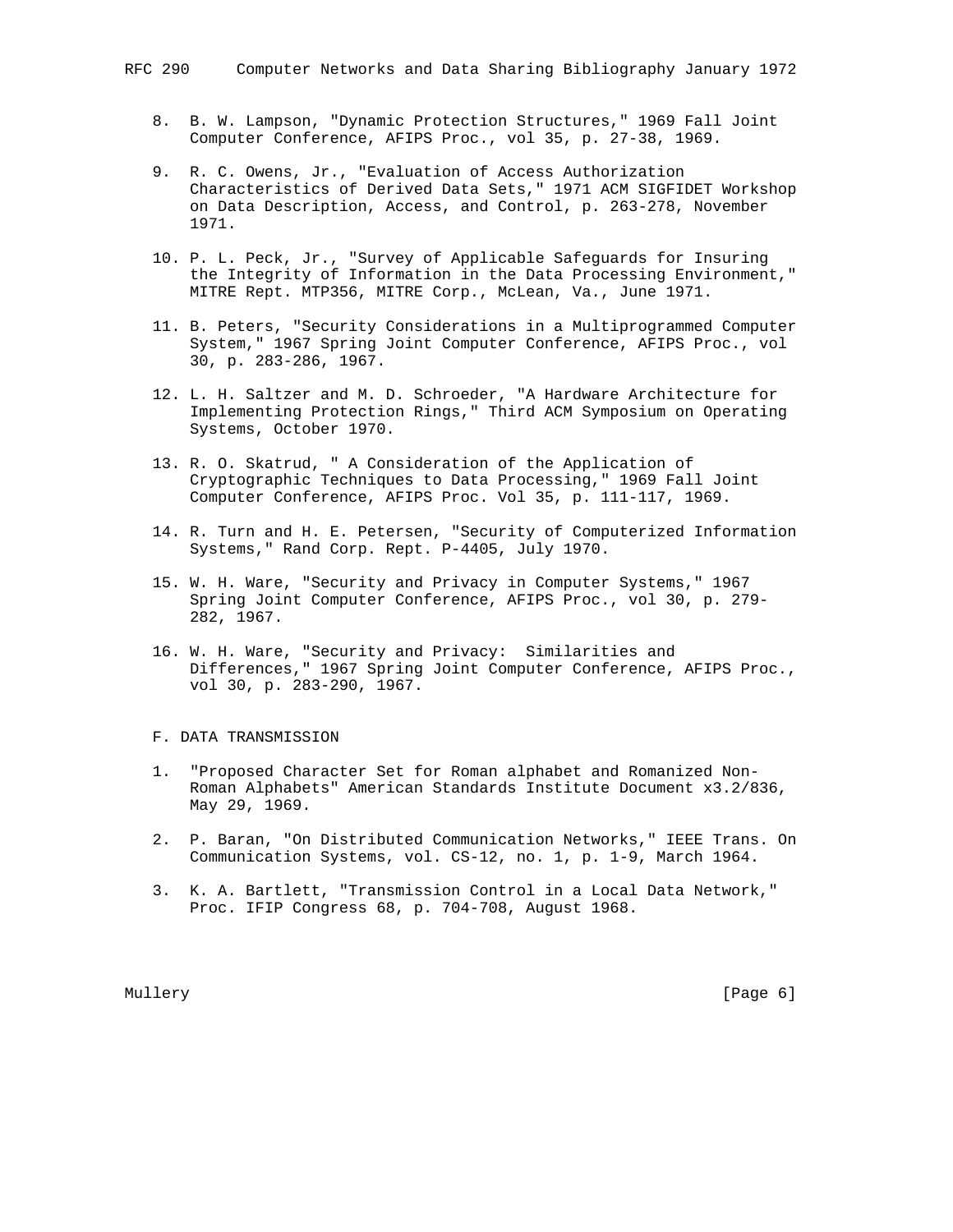8. B. W. Lampson, "Dynamic Protection Structures," 1969 Fall Joint Computer Conference, AFIPS Proc., vol 35, p. 27-38, 1969.

9. R. C. Owens, Jr., "Evaluation of Access Authorization Characteristics of Derived Data Sets," 1971 ACM SIGFIDET Workshop on Data Description, Access, and Control, p. 263-278, November 1971.

10. P. L. Peck, Jr., "Survey of Applicable Safeguards for Insuring the Integrity of Information in the Data Processing Environment," MITRE Rept. MTP356, MITRE Corp., McLean, Va., June 1971.

11. B. Peters, "Security Considerations in a Multiprogrammed Computer System," 1967 Spring Joint Computer Conference, AFIPS Proc., vol 30, p. 283-286, 1967.

12. L. H. Saltzer and M. D. Schroeder, "A Hardware Architecture for Implementing Protection Rings," Third ACM Symposium on Operating Systems, October 1970.

13. R. O. Skatrud, " A Consideration of the Application of Cryptographic Techniques to Data Processing," 1969 Fall Joint Computer Conference, AFIPS Proc. Vol 35, p. 111-117, 1969.

14. R. Turn and H. E. Petersen, "Security of Computerized Information Systems," Rand Corp. Rept. P-4405, July 1970.

15. W. H. Ware, "Security and Privacy in Computer Systems," 1967 Spring Joint Computer Conference, AFIPS Proc., vol 30, p. 279-282, 1967.

16. W. H. Ware, "Security and Privacy: Similarities and Differences," 1967 Spring Joint Computer Conference, AFIPS Proc., vol 30, p. 283-290, 1967.

## F. DATA TRANSMISSION

1. "Proposed Character Set for Roman alphabet and Romanized Non-Roman Alphabets" American Standards Institute Document x3.2/836, May 29, 1969.

2. P. Baran, "On Distributed Communication Networks," IEEE Trans. On Communication Systems, vol. CS-12, no. 1, p. 1-9, March 1964.

3. K. A. Bartlett, "Transmission Control in a Local Data Network," Proc. IFIP Congress 68, p. 704-708, August 1968.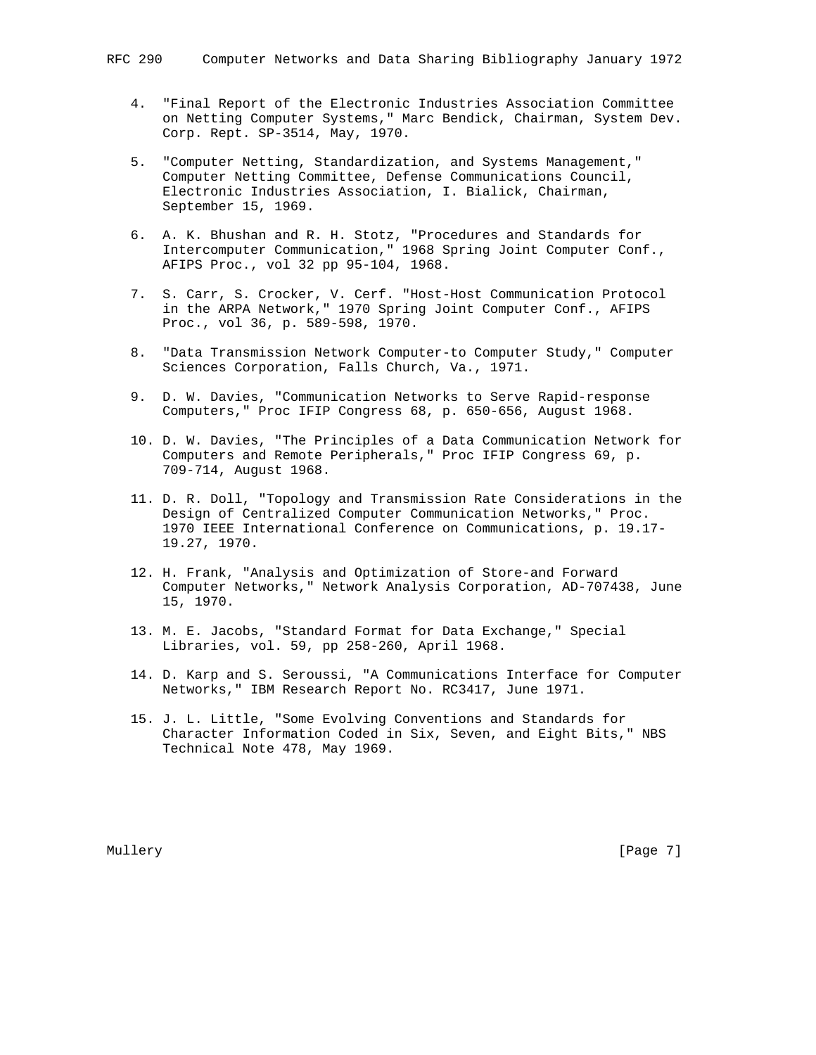4. "Final Report of the Electronic Industries Association Committee on Netting Computer Systems," Marc Bendick, Chairman, System Dev. Corp. Rept. SP-3514, May, 1970.

5. "Computer Netting, Standardization, and Systems Management," Computer Netting Committee, Defense Communications Council, Electronic Industries Association, I. Bialick, Chairman, September 15, 1969.

6. A. K. Bhushan and R. H. Stotz, "Procedures and Standards for Intercomputer Communication," 1968 Spring Joint Computer Conf., AFIPS Proc., vol 32 pp 95-104, 1968.

7. S. Carr, S. Crocker, V. Cerf. "Host-Host Communication Protocol in the ARPA Network," 1970 Spring Joint Computer Conf., AFIPS Proc., vol 36, p. 589-598, 1970.

8. "Data Transmission Network Computer-to Computer Study," Computer Sciences Corporation, Falls Church, Va., 1971.

9. D. W. Davies, "Communication Networks to Serve Rapid-response Computers," Proc IFIP Congress 68, p. 650-656, August 1968.

10. D. W. Davies, "The Principles of a Data Communication Network for Computers and Remote Peripherals," Proc IFIP Congress 69, p. 709-714, August 1968.

11. D. R. Doll, "Topology and Transmission Rate Considerations in the Design of Centralized Computer Communication Networks," Proc. 1970 IEEE International Conference on Communications, p. 19.17-19.27, 1970.

12. H. Frank, "Analysis and Optimization of Store-and Forward Computer Networks," Network Analysis Corporation, AD-707438, June 15, 1970.

13. M. E. Jacobs, "Standard Format for Data Exchange," Special Libraries, vol. 59, pp 258-260, April 1968.

14. D. Karp and S. Seroussi, "A Communications Interface for Computer Networks," IBM Research Report No. RC3417, June 1971.

15. J. L. Little, "Some Evolving Conventions and Standards for Character Information Coded in Six, Seven, and Eight Bits," NBS Technical Note 478, May 1969.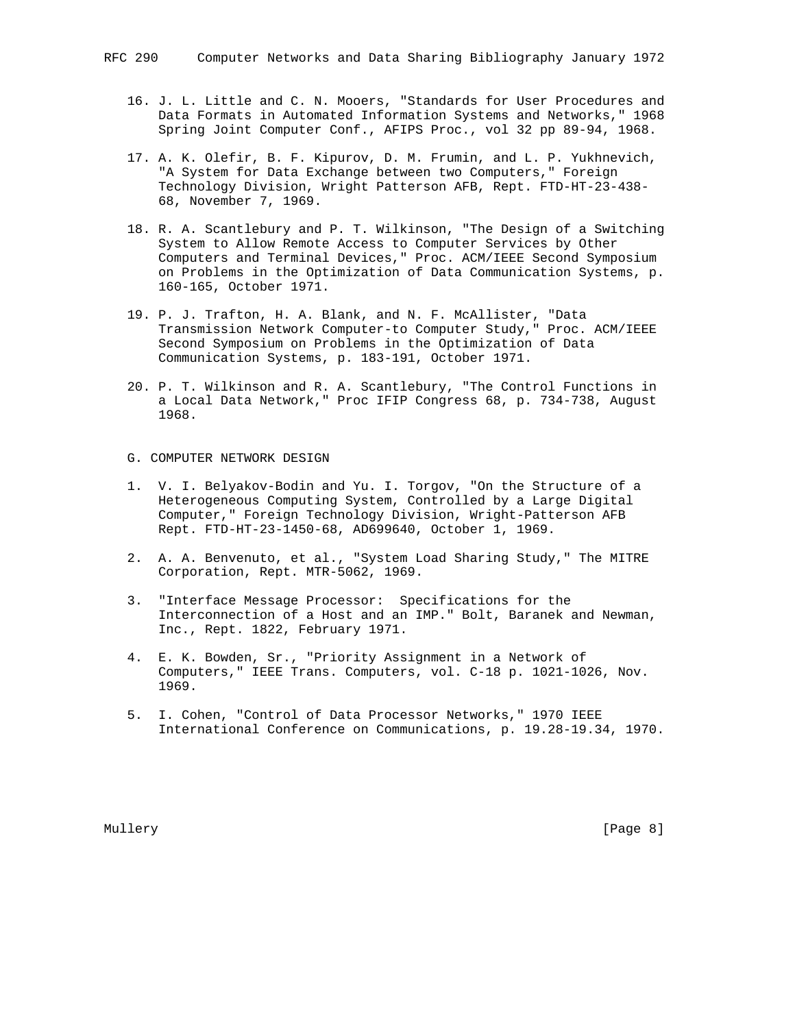16. J. L. Little and C. N. Mooers, "Standards for User Procedures and Data Formats in Automated Information Systems and Networks," 1968 Spring Joint Computer Conf., AFIPS Proc., vol 32 pp 89-94, 1968.

17. A. K. Olefir, B. F. Kipurov, D. M. Frumin, and L. P. Yukhnevich, "A System for Data Exchange between two Computers," Foreign Technology Division, Wright Patterson AFB, Rept. FTD-HT-23-438-68, November 7, 1969.

18. R. A. Scantlebury and P. T. Wilkinson, "The Design of a Switching System to Allow Remote Access to Computer Services by Other Computers and Terminal Devices," Proc. ACM/IEEE Second Symposium on Problems in the Optimization of Data Communication Systems, p. 160-165, October 1971.

19. P. J. Trafton, H. A. Blank, and N. F. McAllister, "Data Transmission Network Computer-to Computer Study," Proc. ACM/IEEE Second Symposium on Problems in the Optimization of Data Communication Systems, p. 183-191, October 1971.

20. P. T. Wilkinson and R. A. Scantlebury, "The Control Functions in a Local Data Network," Proc IFIP Congress 68, p. 734-738, August 1968.

## G. COMPUTER NETWORK DESIGN

1. V. I. Belyakov-Bodin and Yu. I. Torgov, "On the Structure of a Heterogeneous Computing System, Controlled by a Large Digital Computer," Foreign Technology Division, Wright-Patterson AFB Rept. FTD-HT-23-1450-68, AD699640, October 1, 1969.

2. A. A. Benvenuto, et al., "System Load Sharing Study," The MITRE Corporation, Rept. MTR-5062, 1969.

3. "Interface Message Processor: Specifications for the Interconnection of a Host and an IMP." Bolt, Baranek and Newman, Inc., Rept. 1822, February 1971.

4. E. K. Bowden, Sr., "Priority Assignment in a Network of Computers," IEEE Trans. Computers, vol. C-18 p. 1021-1026, Nov. 1969.

5. I. Cohen, "Control of Data Processor Networks," 1970 IEEE International Conference on Communications, p. 19.28-19.34, 1970.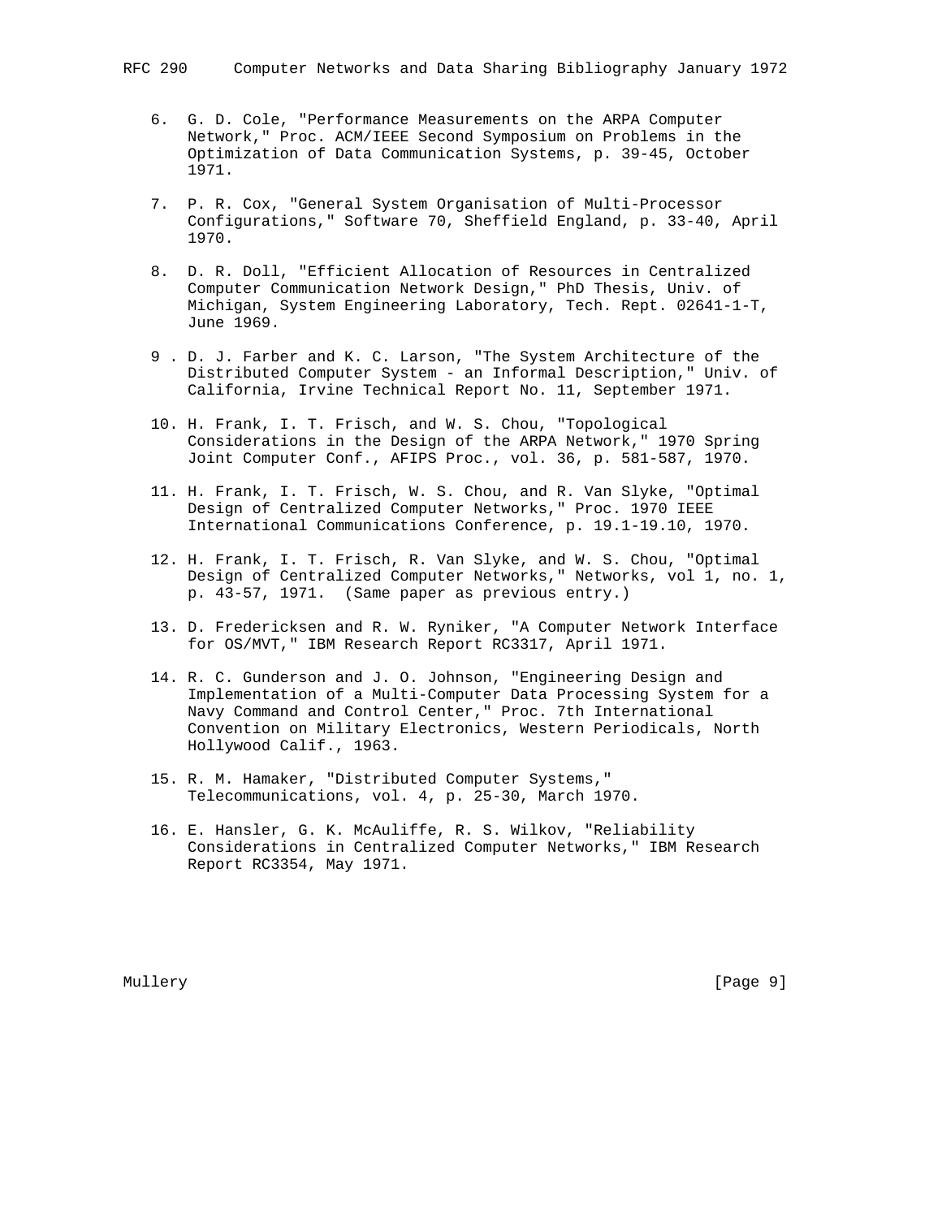6. G. D. Cole, "Performance Measurements on the ARPA Computer Network," Proc. ACM/IEEE Second Symposium on Problems in the Optimization of Data Communication Systems, p. 39-45, October 1971.

7. P. R. Cox, "General System Organisation of Multi-Processor Configurations," Software 70, Sheffield England, p. 33-40, April 1970.

8. D. R. Doll, "Efficient Allocation of Resources in Centralized Computer Communication Network Design," PhD Thesis, Univ. of Michigan, System Engineering Laboratory, Tech. Rept. 02641-1-T, June 1969.

9 . D. J. Farber and K. C. Larson, "The System Architecture of the Distributed Computer System - an Informal Description," Univ. of California, Irvine Technical Report No. 11, September 1971.

10. H. Frank, I. T. Frisch, and W. S. Chou, "Topological Considerations in the Design of the ARPA Network," 1970 Spring Joint Computer Conf., AFIPS Proc., vol. 36, p. 581-587, 1970.

11. H. Frank, I. T. Frisch, W. S. Chou, and R. Van Slyke, "Optimal Design of Centralized Computer Networks," Proc. 1970 IEEE International Communications Conference, p. 19.1-19.10, 1970.

12. H. Frank, I. T. Frisch, R. Van Slyke, and W. S. Chou, "Optimal Design of Centralized Computer Networks," Networks, vol 1, no. 1, p. 43-57, 1971. (Same paper as previous entry.)

13. D. Fredericksen and R. W. Ryniker, "A Computer Network Interface for OS/MVT," IBM Research Report RC3317, April 1971.

14. R. C. Gunderson and J. O. Johnson, "Engineering Design and Implementation of a Multi-Computer Data Processing System for a Navy Command and Control Center," Proc. 7th International Convention on Military Electronics, Western Periodicals, North Hollywood Calif., 1963.

15. R. M. Hamaker, "Distributed Computer Systems," Telecommunications, vol. 4, p. 25-30, March 1970.

16. E. Hansler, G. K. McAuliffe, R. S. Wilkov, "Reliability Considerations in Centralized Computer Networks," IBM Research Report RC3354, May 1971.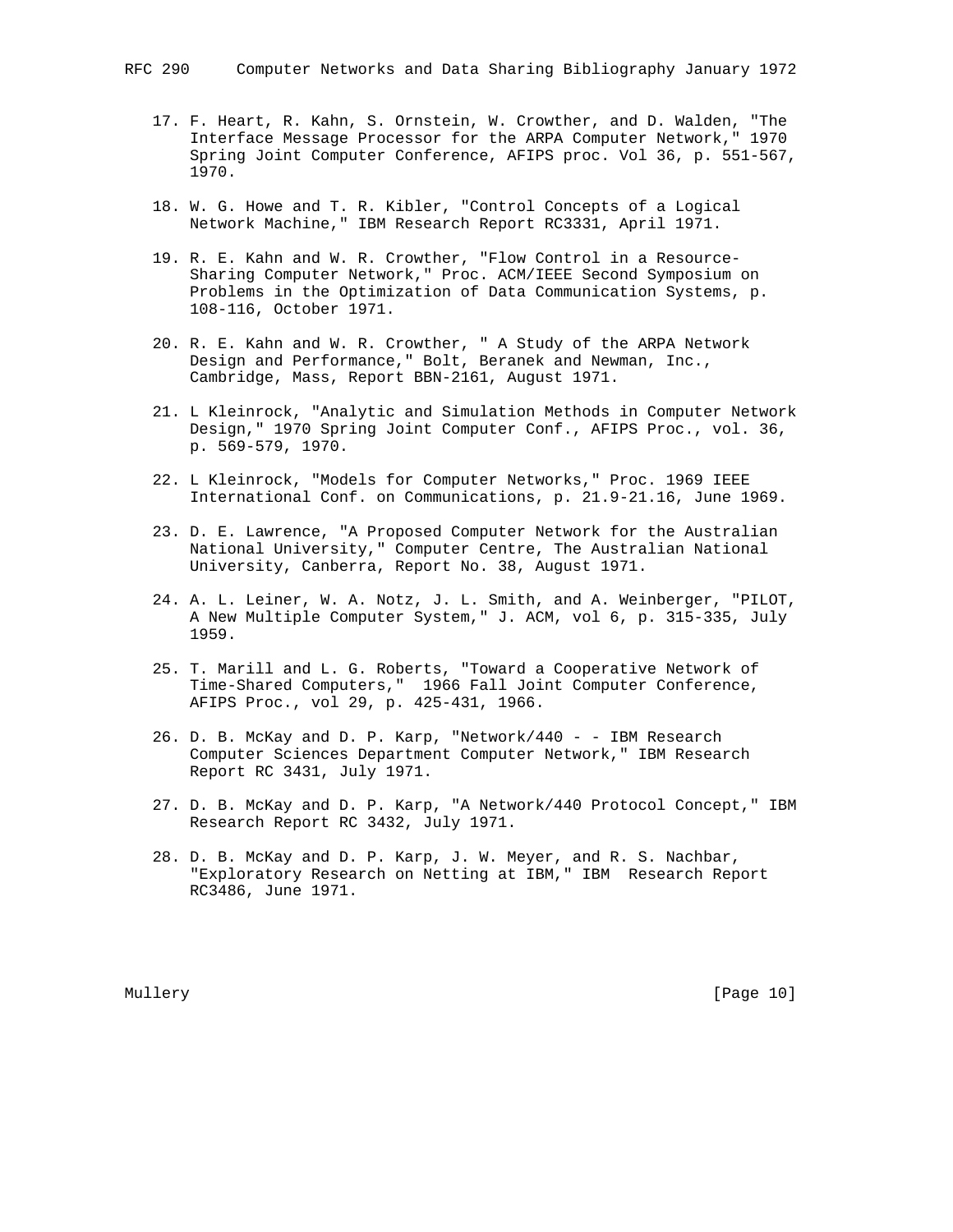17. F. Heart, R. Kahn, S. Ornstein, W. Crowther, and D. Walden, "The Interface Message Processor for the ARPA Computer Network," 1970 Spring Joint Computer Conference, AFIPS proc. Vol 36, p. 551-567, 1970.

18. W. G. Howe and T. R. Kibler, "Control Concepts of a Logical Network Machine," IBM Research Report RC3331, April 1971.

19. R. E. Kahn and W. R. Crowther, "Flow Control in a Resource-Sharing Computer Network," Proc. ACM/IEEE Second Symposium on Problems in the Optimization of Data Communication Systems, p. 108-116, October 1971.

20. R. E. Kahn and W. R. Crowther, " A Study of the ARPA Network Design and Performance," Bolt, Beranek and Newman, Inc., Cambridge, Mass, Report BBN-2161, August 1971.

21. L Kleinrock, "Analytic and Simulation Methods in Computer Network Design," 1970 Spring Joint Computer Conf., AFIPS Proc., vol. 36, p. 569-579, 1970.

22. L Kleinrock, "Models for Computer Networks," Proc. 1969 IEEE International Conf. on Communications, p. 21.9-21.16, June 1969.

23. D. E. Lawrence, "A Proposed Computer Network for the Australian National University," Computer Centre, The Australian National University, Canberra, Report No. 38, August 1971.

24. A. L. Leiner, W. A. Notz, J. L. Smith, and A. Weinberger, "PILOT, A New Multiple Computer System," J. ACM, vol 6, p. 315-335, July 1959.

25. T. Marill and L. G. Roberts, "Toward a Cooperative Network of Time-Shared Computers," 1966 Fall Joint Computer Conference, AFIPS Proc., vol 29, p. 425-431, 1966.

26. D. B. McKay and D. P. Karp, "Network/440 - - IBM Research Computer Sciences Department Computer Network," IBM Research Report RC 3431, July 1971.

27. D. B. McKay and D. P. Karp, "A Network/440 Protocol Concept," IBM Research Report RC 3432, July 1971.

28. D. B. McKay and D. P. Karp, J. W. Meyer, and R. S. Nachbar, "Exploratory Research on Netting at IBM," IBM Research Report RC3486, June 1971.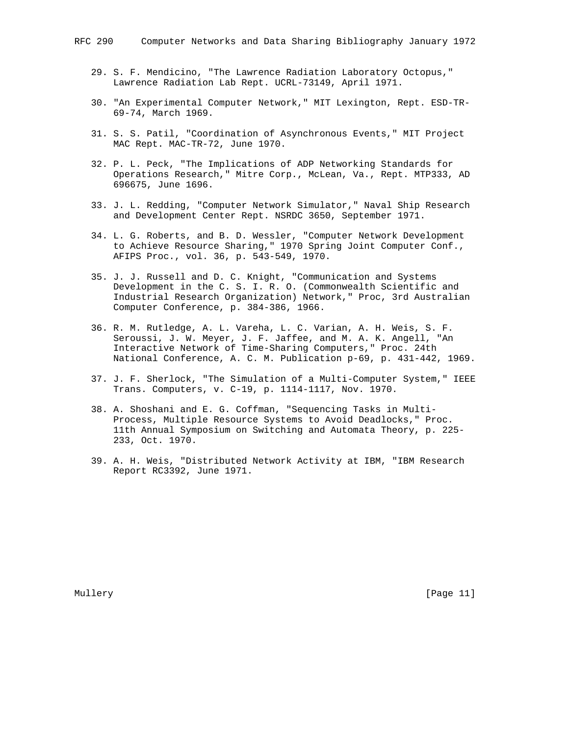29. S. F. Mendicino, "The Lawrence Radiation Laboratory Octopus," Lawrence Radiation Lab Rept. UCRL-73149, April 1971.

30. "An Experimental Computer Network," MIT Lexington, Rept. ESD-TR-69-74, March 1969.

31. S. S. Patil, "Coordination of Asynchronous Events," MIT Project MAC Rept. MAC-TR-72, June 1970.

32. P. L. Peck, "The Implications of ADP Networking Standards for Operations Research," Mitre Corp., McLean, Va., Rept. MTP333, AD 696675, June 1696.

33. J. L. Redding, "Computer Network Simulator," Naval Ship Research and Development Center Rept. NSRDC 3650, September 1971.

34. L. G. Roberts, and B. D. Wessler, "Computer Network Development to Achieve Resource Sharing," 1970 Spring Joint Computer Conf., AFIPS Proc., vol. 36, p. 543-549, 1970.

35. J. J. Russell and D. C. Knight, "Communication and Systems Development in the C. S. I. R. O. (Commonwealth Scientific and Industrial Research Organization) Network," Proc, 3rd Australian Computer Conference, p. 384-386, 1966.

36. R. M. Rutledge, A. L. Vareha, L. C. Varian, A. H. Weis, S. F. Seroussi, J. W. Meyer, J. F. Jaffee, and M. A. K. Angell, "An Interactive Network of Time-Sharing Computers," Proc. 24th National Conference, A. C. M. Publication p-69, p. 431-442, 1969.

37. J. F. Sherlock, "The Simulation of a Multi-Computer System," IEEE Trans. Computers, v. C-19, p. 1114-1117, Nov. 1970.

38. A. Shoshani and E. G. Coffman, "Sequencing Tasks in Multi-Process, Multiple Resource Systems to Avoid Deadlocks," Proc. 11th Annual Symposium on Switching and Automata Theory, p. 225-233, Oct. 1970.

39. A. H. Weis, "Distributed Network Activity at IBM, "IBM Research Report RC3392, June 1971.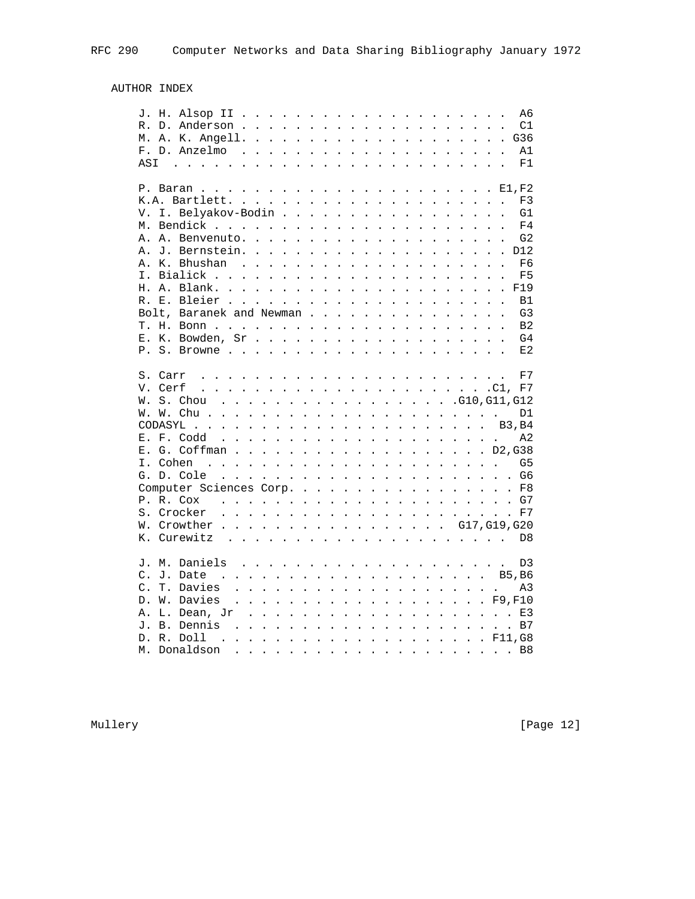## AUTHOR INDEX

```
J. H. Alsop II . . . . . . . . . . . . . . . . . . . . .  A6
R. D. Anderson . . . . . . . . . . . . . . . . . . . . .  C1
M. A. K. Angell. . . . . . . . . . . . . . . . . . . . . G36
F. D. Anzelmo  . . . . . . . . . . . . . . . . . . . . .  A1
ASI  . . . . . . . . . . . . . . . . . . . . . . . . . .  F1

P. Baran . . . . . . . . . . . . . . . . . . . . . . . E1,F2
K.A. Bartlett. . . . . . . . . . . . . . . . . . . . . .  F3
V. I. Belyakov-Bodin . . . . . . . . . . . . . . . . . .  G1
M. Bendick . . . . . . . . . . . . . . . . . . . . . . .  F4
A. A. Benvenuto. . . . . . . . . . . . . . . . . . . . .  G2
A. J. Bernstein. . . . . . . . . . . . . . . . . . . . . D12
A. K. Bhushan  . . . . . . . . . . . . . . . . . . . . .  F6
I. Bialick . . . . . . . . . . . . . . . . . . . . . . .  F5
H. A. Blank. . . . . . . . . . . . . . . . . . . . . . . F19
R. E. Bleier . . . . . . . . . . . . . . . . . . . . . .  B1
Bolt, Baranek and Newman . . . . . . . . . . . . . . . .  G3
T. H. Bonn . . . . . . . . . . . . . . . . . . . . . . .  B2
E. K. Bowden, Sr . . . . . . . . . . . . . . . . . . . .  G4
P. S. Browne . . . . . . . . . . . . . . . . . . . . . .  E2

S. Carr  . . . . . . . . . . . . . . . . . . . . . . . .  F7
V. Cerf  . . . . . . . . . . . . . . . . . . . . . . .C1, F7
W. S. Chou  . . . . . . . . . . . . . . . . . .G10,G11,G12
W. W. Chu . . . . . . . . . . . . . . . . . . . . . . .  D1
CODASYL . . . . . . . . . . . . . . . . . . . . . . . B3,B4
E. F. Codd  . . . . . . . . . . . . . . . . . . . . . .  A2
E. G. Coffman . . . . . . . . . . . . . . . . . . . . D2,G38
I. Cohen  . . . . . . . . . . . . . . . . . . . . . . .  G5
G. D. Cole  . . . . . . . . . . . . . . . . . . . . . . . G6
Computer Sciences Corp. . . . . . . . . . . . . . . . . . F8
P. R. Cox   . . . . . . . . . . . . . . . . . . . . . . . G7
S. Crocker  . . . . . . . . . . . . . . . . . . . . . . . F7
W. Crowther . . . . . . . . . . . . . . . . .  G17,G19,G20
K. Curewitz  . . . . . . . . . . . . . . . . . . . . . .  D8

J. M. Daniels  . . . . . . . . . . . . . . . . . . . . .  D3
C. J. Date  . . . . . . . . . . . . . . . . . . . . . B5,B6
C. T. Davies  . . . . . . . . . . . . . . . . . . . . .  A3
D. W. Davies  . . . . . . . . . . . . . . . . . . . . F9,F10
A. L. Dean, Jr  . . . . . . . . . . . . . . . . . . . . . E3
J. B. Dennis  . . . . . . . . . . . . . . . . . . . . . . B7
D. R. Doll  . . . . . . . . . . . . . . . . . . . . . F11,G8
M. Donaldson  . . . . . . . . . . . . . . . . . . . . . . B8
```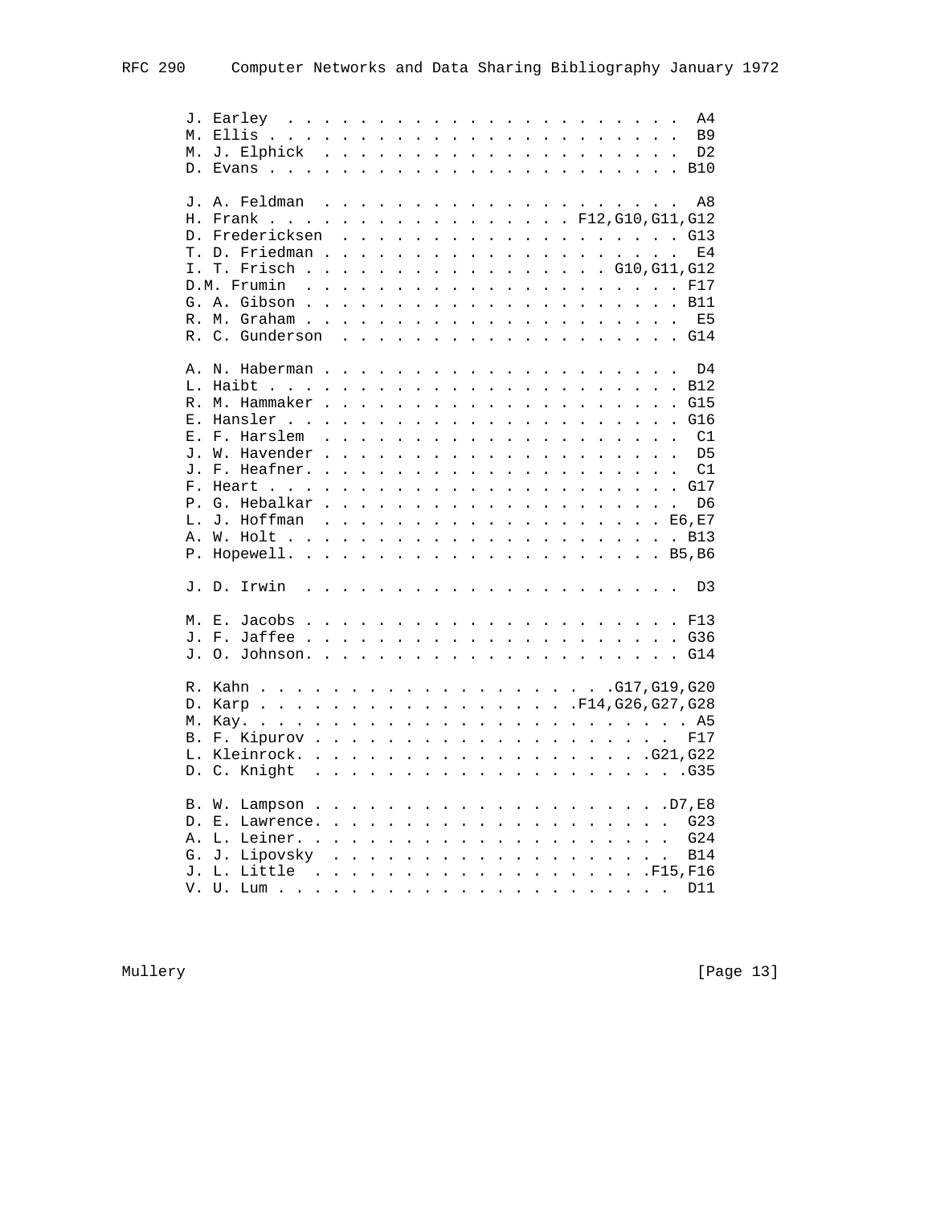```
J. Earley . . . . . . . . . . . . . . . . . . . . . . A4
M. Ellis . . . . . . . . . . . . . . . . . . . . . . . B9
M. J. Elphick . . . . . . . . . . . . . . . . . . . . D2
D. Evans . . . . . . . . . . . . . . . . . . . . . . . B10

J. A. Feldman . . . . . . . . . . . . . . . . . . . . A8
H. Frank . . . . . . . . . . . . . . . . . F12,G10,G11,G12
D. Fredericksen . . . . . . . . . . . . . . . . . . . G13
T. D. Friedman . . . . . . . . . . . . . . . . . . . . E4
I. T. Frisch . . . . . . . . . . . . . . . . . G10,G11,G12
D.M. Frumin . . . . . . . . . . . . . . . . . . . . . F17
G. A. Gibson . . . . . . . . . . . . . . . . . . . . . B11
R. M. Graham . . . . . . . . . . . . . . . . . . . . . E5
R. C. Gunderson . . . . . . . . . . . . . . . . . . . G14

A. N. Haberman . . . . . . . . . . . . . . . . . . . . D4
L. Haibt . . . . . . . . . . . . . . . . . . . . . . . B12
R. M. Hammaker . . . . . . . . . . . . . . . . . . . . G15
E. Hansler . . . . . . . . . . . . . . . . . . . . . . G16
E. F. Harslem . . . . . . . . . . . . . . . . . . . . C1
J. W. Havender . . . . . . . . . . . . . . . . . . . . D5
J. F. Heafner. . . . . . . . . . . . . . . . . . . . . C1
F. Heart . . . . . . . . . . . . . . . . . . . . . . . G17
P. G. Hebalkar . . . . . . . . . . . . . . . . . . . . D6
L. J. Hoffman . . . . . . . . . . . . . . . . . . . E6,E7
A. W. Holt . . . . . . . . . . . . . . . . . . . . . . B13
P. Hopewell. . . . . . . . . . . . . . . . . . . . . B5,B6

J. D. Irwin . . . . . . . . . . . . . . . . . . . . . D3

M. E. Jacobs . . . . . . . . . . . . . . . . . . . . . F13
J. F. Jaffee . . . . . . . . . . . . . . . . . . . . . G36
J. O. Johnson. . . . . . . . . . . . . . . . . . . . . G14

R. Kahn . . . . . . . . . . . . . . . . . . . .G17,G19,G20
D. Karp . . . . . . . . . . . . . . . . . .F14,G26,G27,G28
M. Kay. . . . . . . . . . . . . . . . . . . . . . . . . A5
B. F. Kipurov . . . . . . . . . . . . . . . . . . . . F17
L. Kleinrock. . . . . . . . . . . . . . . . . . . .G21,G22
D. C. Knight . . . . . . . . . . . . . . . . . . . . .G35

B. W. Lampson . . . . . . . . . . . . . . . . . . . .D7,E8
D. E. Lawrence. . . . . . . . . . . . . . . . . . . . G23
A. L. Leiner. . . . . . . . . . . . . . . . . . . . . G24
G. J. Lipovsky . . . . . . . . . . . . . . . . . . . B14
J. L. Little . . . . . . . . . . . . . . . . . . . .F15,F16
V. U. Lum . . . . . . . . . . . . . . . . . . . . . . D11
```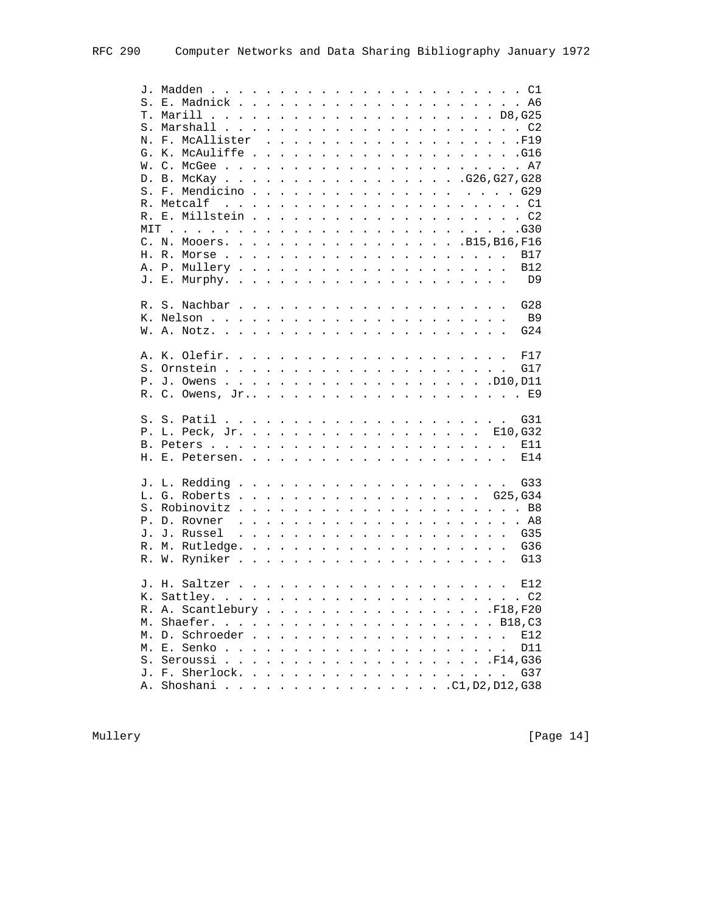```
J. Madden . . . . . . . . . . . . . . . . . . . . . . . C1
S. E. Madnick . . . . . . . . . . . . . . . . . . . . . A6
T. Marill . . . . . . . . . . . . . . . . . . . . D8,G25
S. Marshall . . . . . . . . . . . . . . . . . . . . . . C2
N. F. McAllister  . . . . . . . . . . . . . . . . . . .F19
G. K. McAuliffe . . . . . . . . . . . . . . . . . . . .G16
W. C. McGee . . . . . . . . . . . . . . . . . . . . . . A7
D. B. McKay . . . . . . . . . . . . . . . . .G26,G27,G28
S. F. Mendicino . . . . . . . . . . . . . . .  . . . . G29
R. Metcalf  . . . . . . . . . . . . . . . . . . . . . . C1
R. E. Millstein . . . . . . . . . . . . . . . . . . . . C2
MIT . . . . . . . . . . . . . . . . . . . . . . . . . .G30
C. N. Mooers. . . . . . . . . . . . . . . . .B15,B16,F16
H. R. Morse . . . . . . . . . . . . . . . . . . . .  B17
A. P. Mullery . . . . . . . . . . . . . . . . . . . .  B12
J. E. Murphy. . . . . . . . . . . . . . . . . . . . .   D9

R. S. Nachbar . . . . . . . . . . . . . . . . . . . .  G28
K. Nelson . . . . . . . . . . . . . . . . . . . . . .   B9
W. A. Notz. . . . . . . . . . . . . . . . . . . . . .  G24

A. K. Olefir. . . . . . . . . . . . . . . . . . . . .  F17
S. Ornstein . . . . . . . . . . . . . . . . . . . . .  G17
P. J. Owens . . . . . . . . . . . . . . . . . . . .D10,D11
R. C. Owens, Jr.. . . . . . . . . . . . . . . . . . . . E9

S. S. Patil . . . . . . . . . . . . . . . . . . . . .  G31
P. L. Peck, Jr. . . . . . . . . . . . . . . . . .  E10,G32
B. Peters . . . . . . . . . . . . . . . . . . . . . .  E11
H. E. Petersen. . . . . . . . . . . . . . . . . . . .  E14

J. L. Redding . . . . . . . . . . . . . . . . . . . .  G33
L. G. Roberts . . . . . . . . . . . . . . . . . .  G25,G34
S. Robinovitz . . . . . . . . . . . . . . . . . . . . . B8
P. D. Rovner  . . . . . . . . . . . . . . . . . . . . . A8
J. J. Russel  . . . . . . . . . . . . . . . . . . . .  G35
R. M. Rutledge. . . . . . . . . . . . . . . . . . . .  G36
R. W. Ryniker . . . . . . . . . . . . . . . . . . . .  G13

J. H. Saltzer . . . . . . . . . . . . . . . . . . . .  E12
K. Sattley. . . . . . . . . . . . . . . . . . . . . . . C2
R. A. Scantlebury . . . . . . . . . . . . . . . . .F18,F20
M. Shaefer. . . . . . . . . . . . . . . . . . . . . B18,C3
M. D. Schroeder . . . . . . . . . . . . . . . . . . .  E12
M. E. Senko . . . . . . . . . . . . . . . . . . . . .  D11
S. Seroussi . . . . . . . . . . . . . . . . . . . .F14,G36
J. F. Sherlock. . . . . . . . . . . . . . . . . . . .  G37
A. Shoshani . . . . . . . . . . . . . . . .C1,D2,D12,G38
```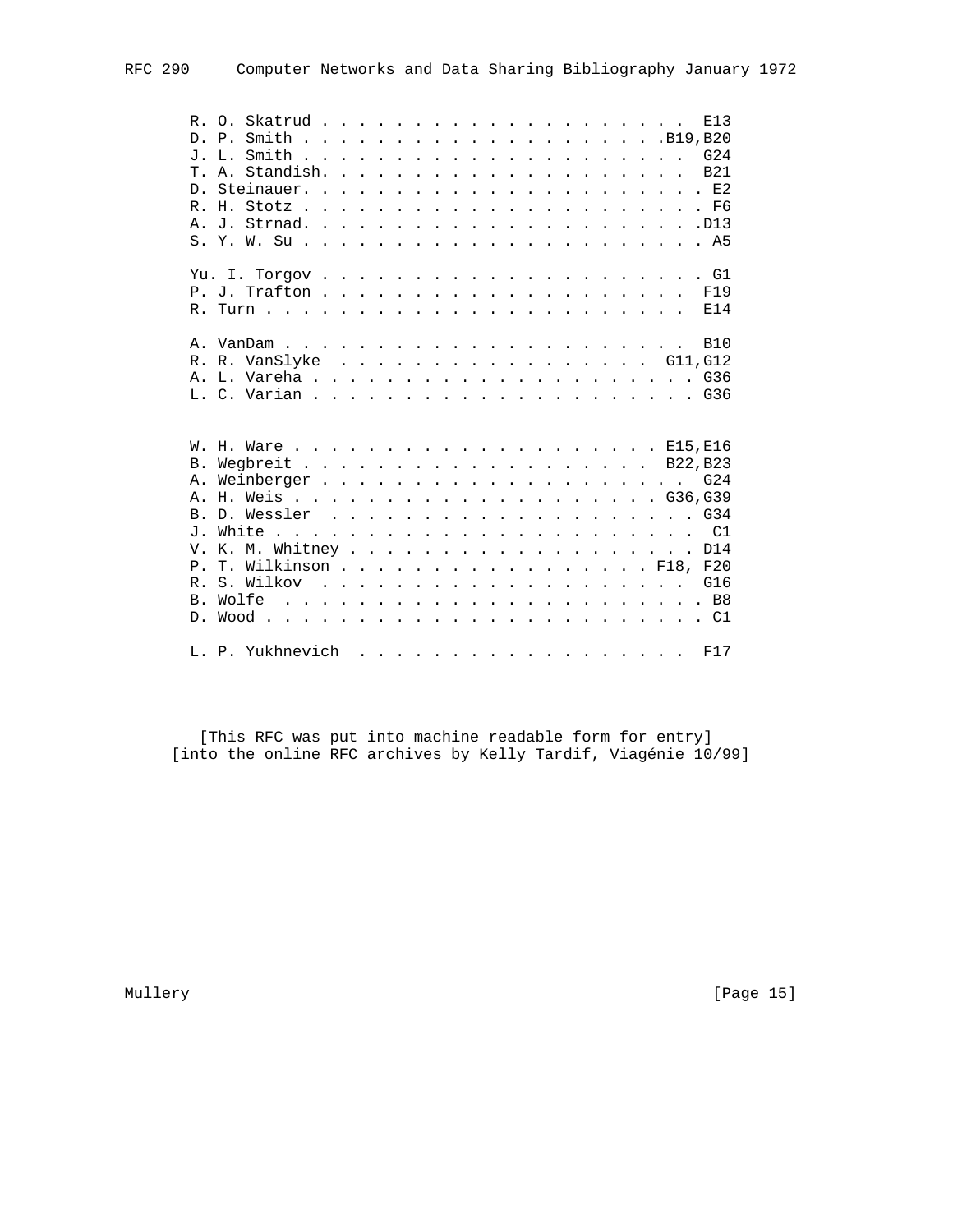```
R. O. Skatrud . . . . . . . . . . . . . . . . . . . . .  E13
D. P. Smith . . . . . . . . . . . . . . . . . . . . .B19,B20
J. L. Smith . . . . . . . . . . . . . . . . . . . . . .  G24
T. A. Standish. . . . . . . . . . . . . . . . . . . . .  B21
D. Steinauer. . . . . . . . . . . . . . . . . . . . . . . E2
R. H. Stotz . . . . . . . . . . . . . . . . . . . . . . . F6
A. J. Strnad. . . . . . . . . . . . . . . . . . . . . . .D13
S. Y. W. Su . . . . . . . . . . . . . . . . . . . . . . . A5

Yu. I. Torgov . . . . . . . . . . . . . . . . . . . . . . G1
P. J. Trafton . . . . . . . . . . . . . . . . . . . . .  F19
R. Turn . . . . . . . . . . . . . . . . . . . . . . . .  E14

A. VanDam . . . . . . . . . . . . . . . . . . . . . . .  B10
R. R. VanSlyke  . . . . . . . . . . . . . . . . .  G11,G12
A. L. Vareha . . . . . . . . . . . . . . . . . . . . . . G36
L. C. Varian . . . . . . . . . . . . . . . . . . . . . . G36


W. H. Ware . . . . . . . . . . . . . . . . . . . . . E15,E16
B. Wegbreit . . . . . . . . . . . . . . . . . . . .  B22,B23
A. Weinberger . . . . . . . . . . . . . . . . . . . . .  G24
A. H. Weis . . . . . . . . . . . . . . . . . . . . . G36,G39
B. D. Wessler  . . . . . . . . . . . . . . . . . . . . . G34
J. White . . . . . . . . . . . . . . . . . . . . . . . .  C1
V. K. M. Whitney . . . . . . . . . . . . . . . . . . . . D14
P. T. Wilkinson . . . . . . . . . . . . . . . . . . F18, F20
R. S. Wilkov  . . . . . . . . . . . . . . . . . . . . .  G16
B. Wolfe  . . . . . . . . . . . . . . . . . . . . . . . . B8
D. Wood . . . . . . . . . . . . . . . . . . . . . . . . . C1

L. P. Yukhnevich  . . . . . . . . . . . . . . . . . . .  F17
```

[This RFC was put into machine readable form for entry]
[into the online RFC archives by Kelly Tardif, Viagénie 10/99]